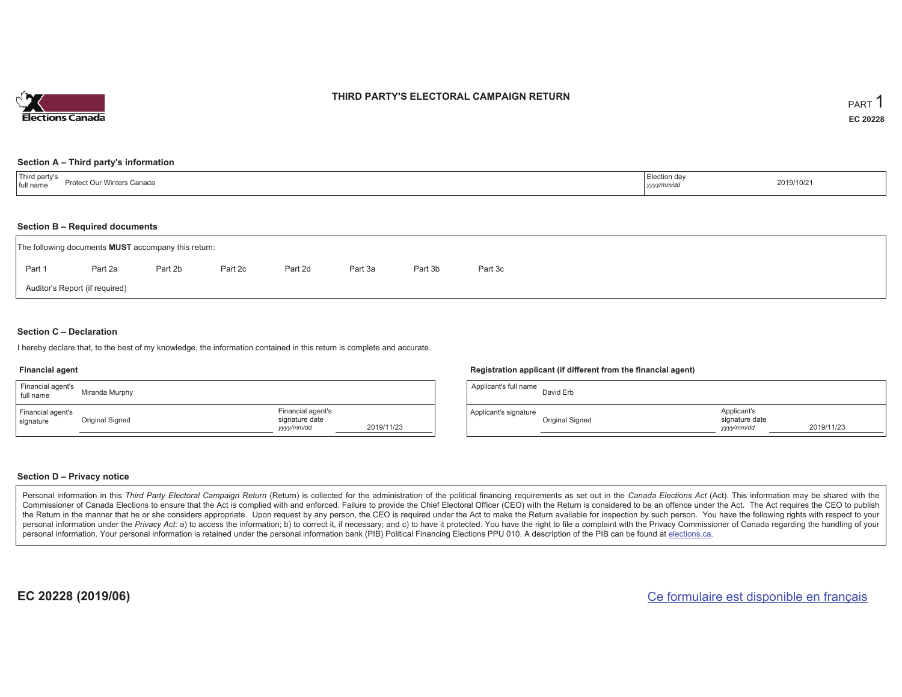# THIRD PARTY'S ELECTORAL CAMPAIGN RETURN

PART 1

EC 20228

## Section A – Third party's information

| Third party's full name | Protect Our Winters Canada | Election day *yyyy/mm/dd* | 2019/10/21 |
| --- | --- | --- | --- |

## Section B – Required documents

The following documents **MUST** accompany this return:

Part 1 | Part 2a | Part 2b | Part 2c | Part 2d | Part 3a | Part 3b | Part 3c

Auditor's Report (if required)

## Section C – Declaration

I hereby declare that, to the best of my knowledge, the information contained in this return is complete and accurate.

### Financial agent

| Financial agent's full name | Miranda Murphy | | |
| --- | --- | --- | --- |
| Financial agent's signature | Original Signed | Financial agent's signature date *yyyy/mm/dd* | 2019/11/23 |

### Registration applicant (if different from the financial agent)

| Applicant's full name | David Erb | | |
| --- | --- | --- | --- |
| Applicant's signature | Original Signed | Applicant's signature date *yyyy/mm/dd* | 2019/11/23 |

## Section D – Privacy notice

Personal information in this *Third Party Electoral Campaign Return* (Return) is collected for the administration of the political financing requirements as set out in the *Canada Elections Act* (Act). This information may be shared with the Commissioner of Canada Elections to ensure that the Act is complied with and enforced. Failure to provide the Chief Electoral Officer (CEO) with the Return is considered to be an offence under the Act. The Act requires the CEO to publish the Return in the manner that he or she considers appropriate. Upon request by any person, the CEO is required under the Act to make the Return available for inspection by such person. You have the following rights with respect to your personal information under the *Privacy Act*: a) to access the information; b) to correct it, if necessary; and c) to have it protected. You have the right to file a complaint with the Privacy Commissioner of Canada regarding the handling of your personal information. Your personal information is retained under the personal information bank (PIB) Political Financing Elections PPU 010. A description of the PIB can be found at elections.ca.

EC 20228 (2019/06)

Ce formulaire est disponible en français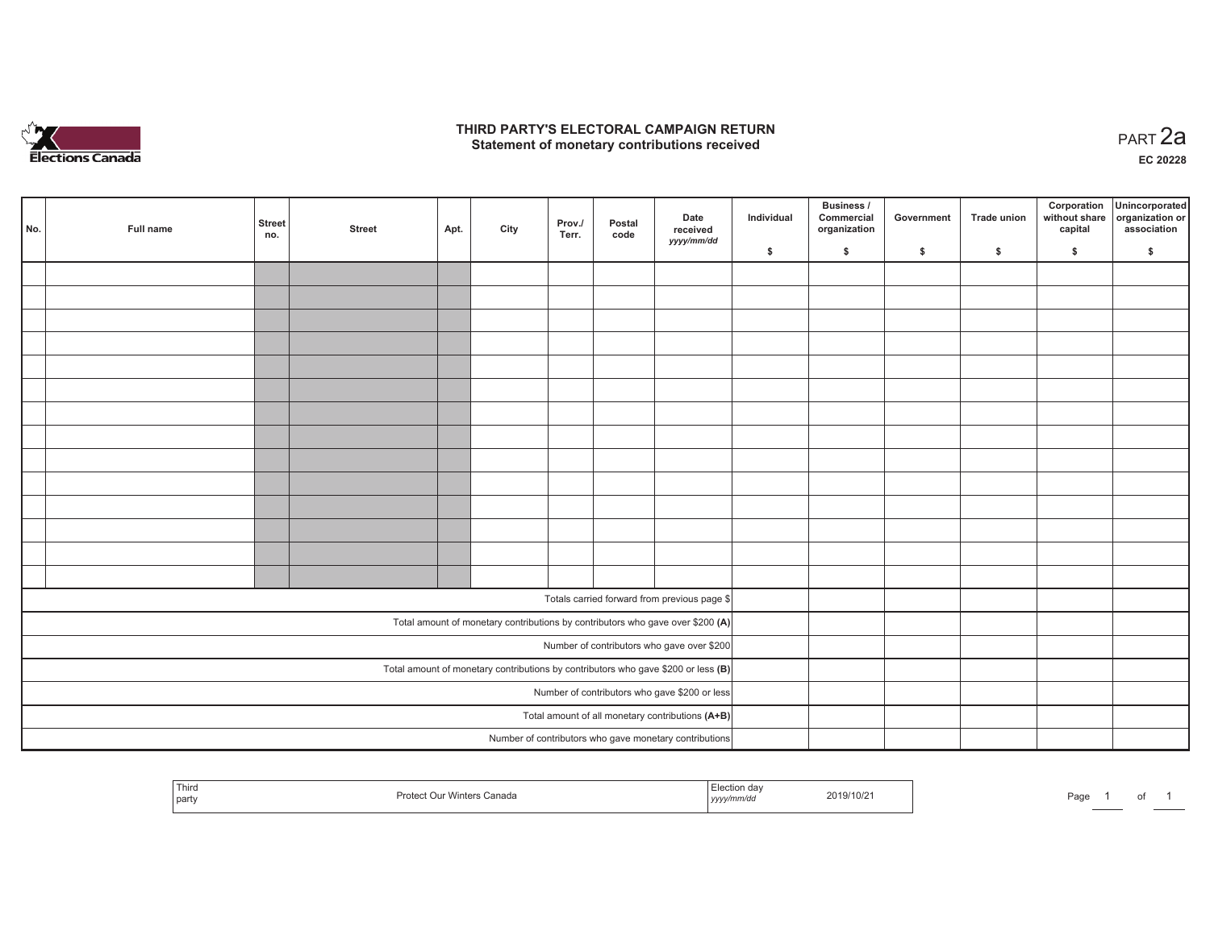# THIRD PARTY'S ELECTORAL CAMPAIGN RETURN
## Statement of monetary contributions received

PART 2a

EC 20228

| No. | Full name | Street no. | Street | Apt. | City | Prov./ Terr. | Postal code | Date received *yyyy/mm/dd* | Individual $ | Business / Commercial organization $ | Government $ | Trade union $ | Corporation without share capital $ | Unincorporated organization or association $ |
|---|---|---|---|---|---|---|---|---|---|---|---|---|---|---|
| | | | | | | | | | | | | | | |
| | | | | | | | | | | | | | | |
| | | | | | | | | | | | | | | |
| | | | | | | | | | | | | | | |
| | | | | | | | | | | | | | | |
| | | | | | | | | | | | | | | |
| | | | | | | | | | | | | | | |
| | | | | | | | | | | | | | | |
| | | | | | | | | | | | | | | |
| | | | | | | | | | | | | | | |
| | | | | | | | | | | | | | | |
| | | | | | | | | | | | | | | |
| | | | | | | | | | | | | | | |
| | | | | | | | | | | | | | | |
| Totals carried forward from previous page $ | | | | | | | | | | | | | | |
| Total amount of monetary contributions by contributors who gave over $200 **(A)** | | | | | | | | | | | | | | |
| Number of contributors who gave over $200 | | | | | | | | | | | | | | |
| Total amount of monetary contributions by contributors who gave $200 or less **(B)** | | | | | | | | | | | | | | |
| Number of contributors who gave $200 or less | | | | | | | | | | | | | | |
| Total amount of all monetary contributions **(A+B)** | | | | | | | | | | | | | | |
| Number of contributors who gave monetary contributions | | | | | | | | | | | | | | |

| Third party | Protect Our Winters Canada | Election day *yyyy/mm/dd* | 2019/10/21 |
|---|---|---|---|

Page 1 of 1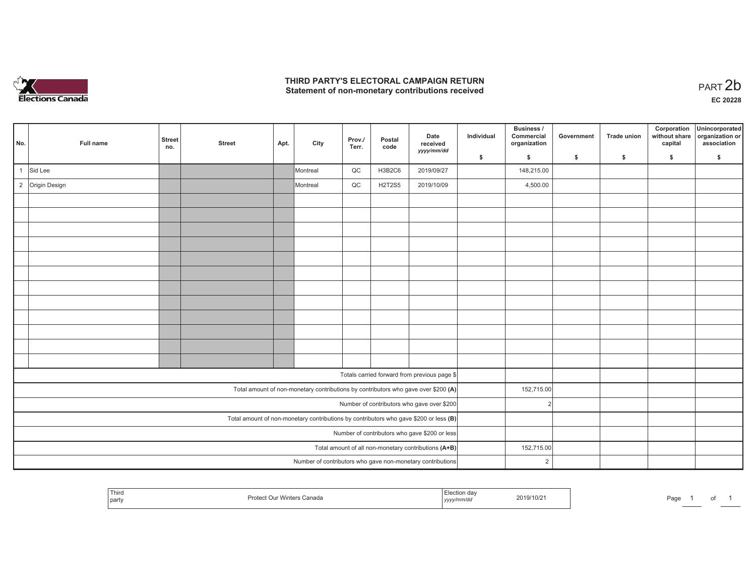# THIRD PARTY'S ELECTORAL CAMPAIGN RETURN
## Statement of non-monetary contributions received

PART 2b

**EC 20228**

| No. | Full name | Street no. | Street | Apt. | City | Prov./ Terr. | Postal code | Date received yyyy/mm/dd | Individual $ | Business / Commercial organization $ | Government $ | Trade union $ | Corporation without share capital $ | Unincorporated organization or association $ |
|---|---|---|---|---|---|---|---|---|---|---|---|---|---|---|
| 1 | Sid Lee | | | | Montreal | QC | H3B2C6 | 2019/09/27 | | 148,215.00 | | | | |
| 2 | Origin Design | | | | Montreal | QC | H2T2S5 | 2019/10/09 | | 4,500.00 | | | | |
| | | | | | | | | | | | | | | |
| | | | | | | | | | | | | | | |
| | | | | | | | | | | | | | | |
| | | | | | | | | | | | | | | |
| | | | | | | | | | | | | | | |
| | | | | | | | | | | | | | | |
| | | | | | | | | | | | | | | |
| | | | | | | | | | | | | | | |
| | | | | | | | | | | | | | | |
| | | | | | | | | | | | | | | |
| | | | | | | | | | | | | | | |
| | | | | | | | | | | | | | | |
| Totals carried forward from previous page $ | | | | | | | | | | | | | | |
| Total amount of non-monetary contributions by contributors who gave over $200 **(A)** | | | | | | | | | | 152,715.00 | | | | |
| Number of contributors who gave over $200 | | | | | | | | | | 2 | | | | |
| Total amount of non-monetary contributions by contributors who gave $200 or less **(B)** | | | | | | | | | | | | | | |
| Number of contributors who gave $200 or less | | | | | | | | | | | | | | |
| Total amount of all non-monetary contributions **(A+B)** | | | | | | | | | | 152,715.00 | | | | |
| Number of contributors who gave non-monetary contributions | | | | | | | | | | 2 | | | | |

| Third party | Protect Our Winters Canada | Election day yyyy/mm/dd | 2019/10/21 |
|---|---|---|---|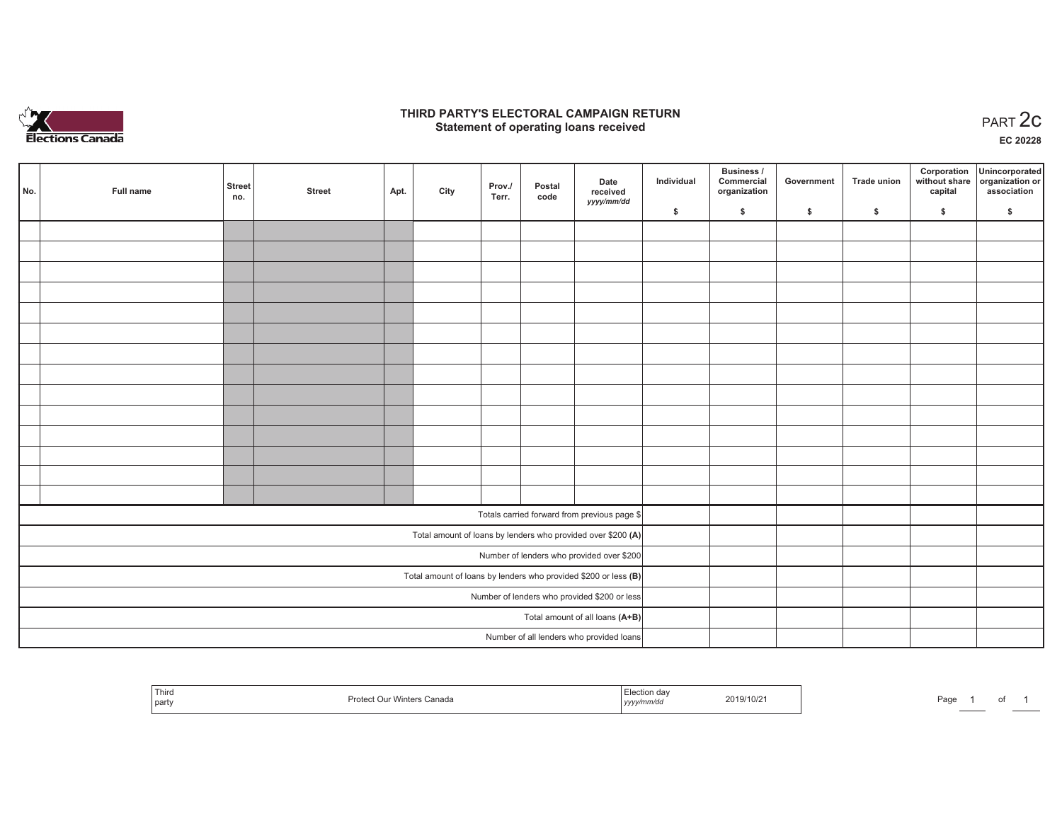# THIRD PARTY'S ELECTORAL CAMPAIGN RETURN
## Statement of operating loans received

PART 2c

**EC 20228**

| No. | Full name | Street no. | Street | Apt. | City | Prov./ Terr. | Postal code | Date received yyyy/mm/dd | Individual $ | Business / Commercial organization $ | Government $ | Trade union $ | Corporation without share capital $ | Unincorporated organization or association $ |
|---|---|---|---|---|---|---|---|---|---|---|---|---|---|---|
| | | | | | | | | | | | | | | |
| | | | | | | | | | | | | | | |
| | | | | | | | | | | | | | | |
| | | | | | | | | | | | | | | |
| | | | | | | | | | | | | | | |
| | | | | | | | | | | | | | | |
| | | | | | | | | | | | | | | |
| | | | | | | | | | | | | | | |
| | | | | | | | | | | | | | | |
| | | | | | | | | | | | | | | |
| | | | | | | | | | | | | | | |
| | | | | | | | | | | | | | | |
| | | | | | | | | | | | | | | |
| | | | | | | | | | | | | | | |
| Totals carried forward from previous page $ | | | | | | | | | | | | | | |
| Total amount of loans by lenders who provided over $200 **(A)** | | | | | | | | | | | | | | |
| Number of lenders who provided over $200 | | | | | | | | | | | | | | |
| Total amount of loans by lenders who provided $200 or less **(B)** | | | | | | | | | | | | | | |
| Number of lenders who provided $200 or less | | | | | | | | | | | | | | |
| Total amount of all loans **(A+B)** | | | | | | | | | | | | | | |
| Number of all lenders who provided loans | | | | | | | | | | | | | | |

| Third party | Protect Our Winters Canada | Election day yyyy/mm/dd | 2019/10/21 |
|---|---|---|---|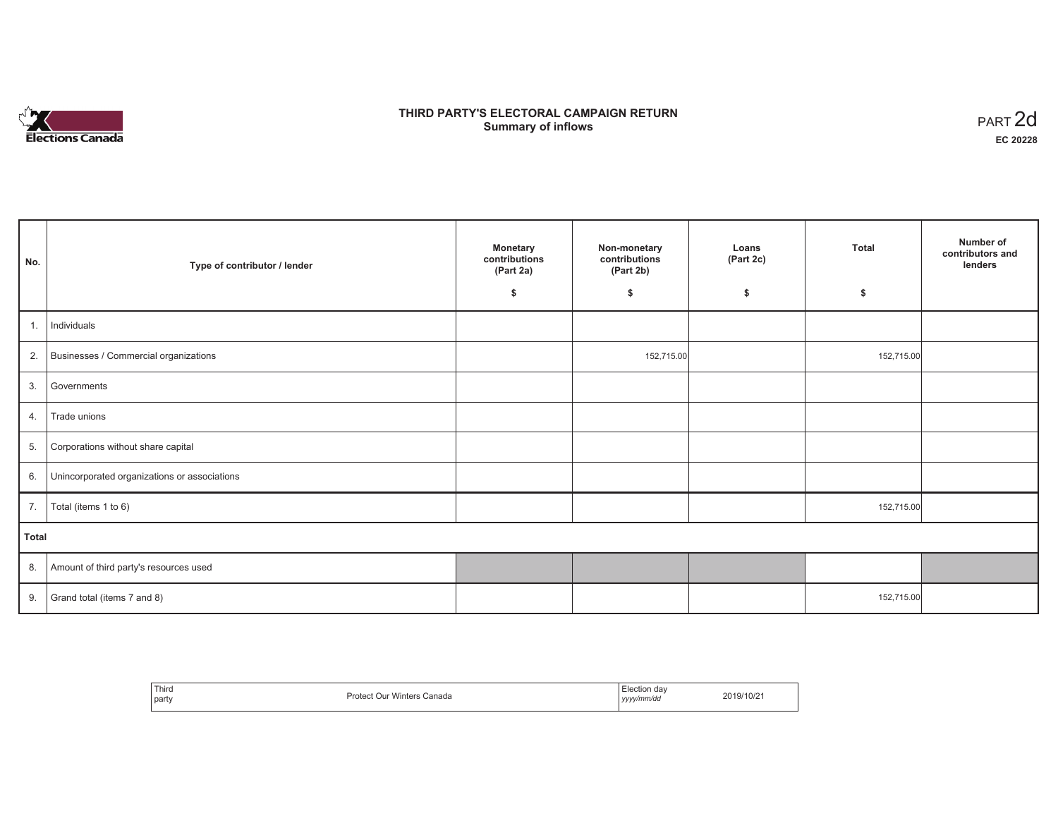# THIRD PARTY'S ELECTORAL CAMPAIGN RETURN
## Summary of inflows

PART 2d

**EC 20228**

| No. | Type of contributor / lender | Monetary contributions (Part 2a) $ | Non-monetary contributions (Part 2b) $ | Loans (Part 2c) $ | Total $ | Number of contributors and lenders |
|---|---|---|---|---|---|---|
| 1. | Individuals | | | | | |
| 2. | Businesses / Commercial organizations | | 152,715.00 | | 152,715.00 | |
| 3. | Governments | | | | | |
| 4. | Trade unions | | | | | |
| 5. | Corporations without share capital | | | | | |
| 6. | Unincorporated organizations or associations | | | | | |
| 7. | Total (items 1 to 6) | | | | 152,715.00 | |
| **Total** | | | | | | |
| 8. | Amount of third party's resources used | | | | | |
| 9. | Grand total (items 7 and 8) | | | | 152,715.00 | |

| Third party | Protect Our Winters Canada | Election day *yyyy/mm/dd* | 2019/10/21 |
|---|---|---|---|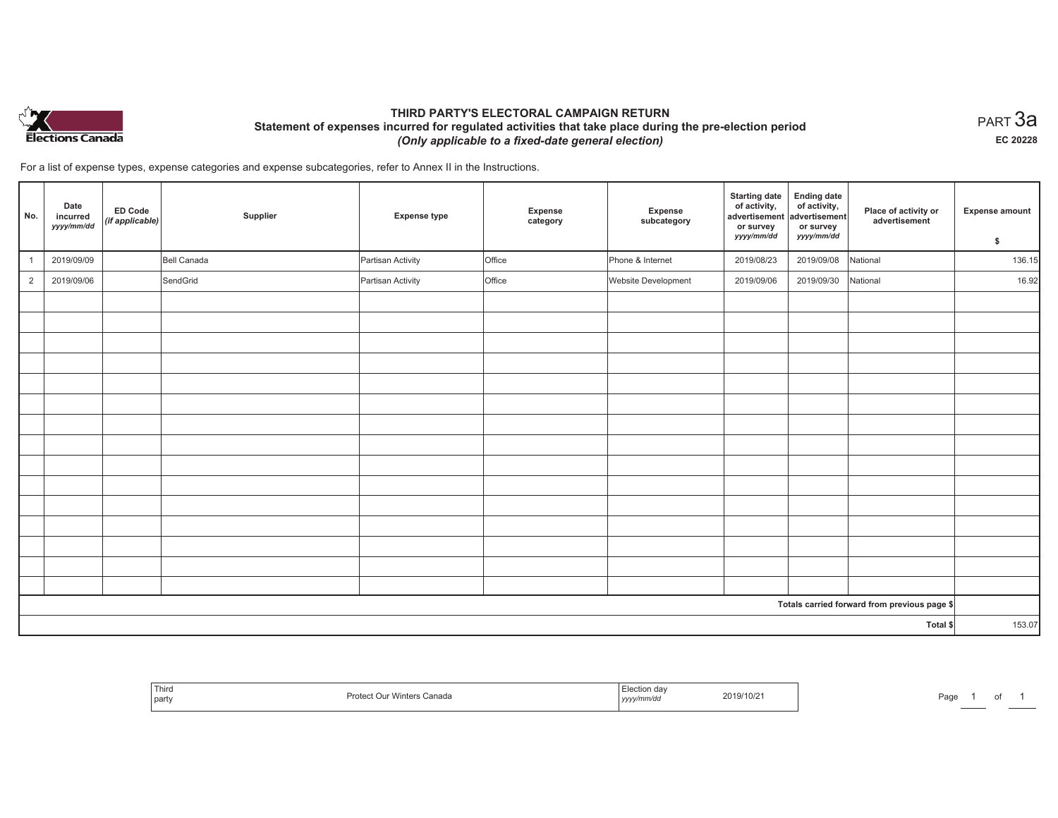# THIRD PARTY'S ELECTORAL CAMPAIGN RETURN
## Statement of expenses incurred for regulated activities that take place during the pre-election period
*(Only applicable to a fixed-date general election)*

PART 3a

**EC 20228**

For a list of expense types, expense categories and expense subcategories, refer to Annex II in the Instructions.

| No. | Date incurred *yyyy/mm/dd* | ED Code *(if applicable)* | Supplier | Expense type | Expense category | Expense subcategory | Starting date of activity, advertisement or survey *yyyy/mm/dd* | Ending date of activity, advertisement or survey *yyyy/mm/dd* | Place of activity or advertisement | Expense amount $ |
|---|---|---|---|---|---|---|---|---|---|---|
| 1 | 2019/09/09 | | Bell Canada | Partisan Activity | Office | Phone & Internet | 2019/08/23 | 2019/09/08 | National | 136.15 |
| 2 | 2019/09/06 | | SendGrid | Partisan Activity | Office | Website Development | 2019/09/06 | 2019/09/30 | National | 16.92 |
| | | | | | | | | | | |
| | | | | | | | | | | |
| | | | | | | | | | | |
| | | | | | | | | | | |
| | | | | | | | | | | |
| | | | | | | | | | | |
| | | | | | | | | | | |
| | | | | | | | | | | |
| | | | | | | | | | | |
| | | | | | | | | | | |
| | | | | | | | | | | |
| | | | | | | | | | | |
| | | | | | | | | | | |
| | | | | | | | | | | |
| | | | | | | | | | | |
| | | | | | | | | | Totals carried forward from previous page $ | |
| | | | | | | | | | Total $ | 153.07 |

| Third party | Protect Our Winters Canada | Election day *yyyy/mm/dd* | 2019/10/21 |
|---|---|---|---|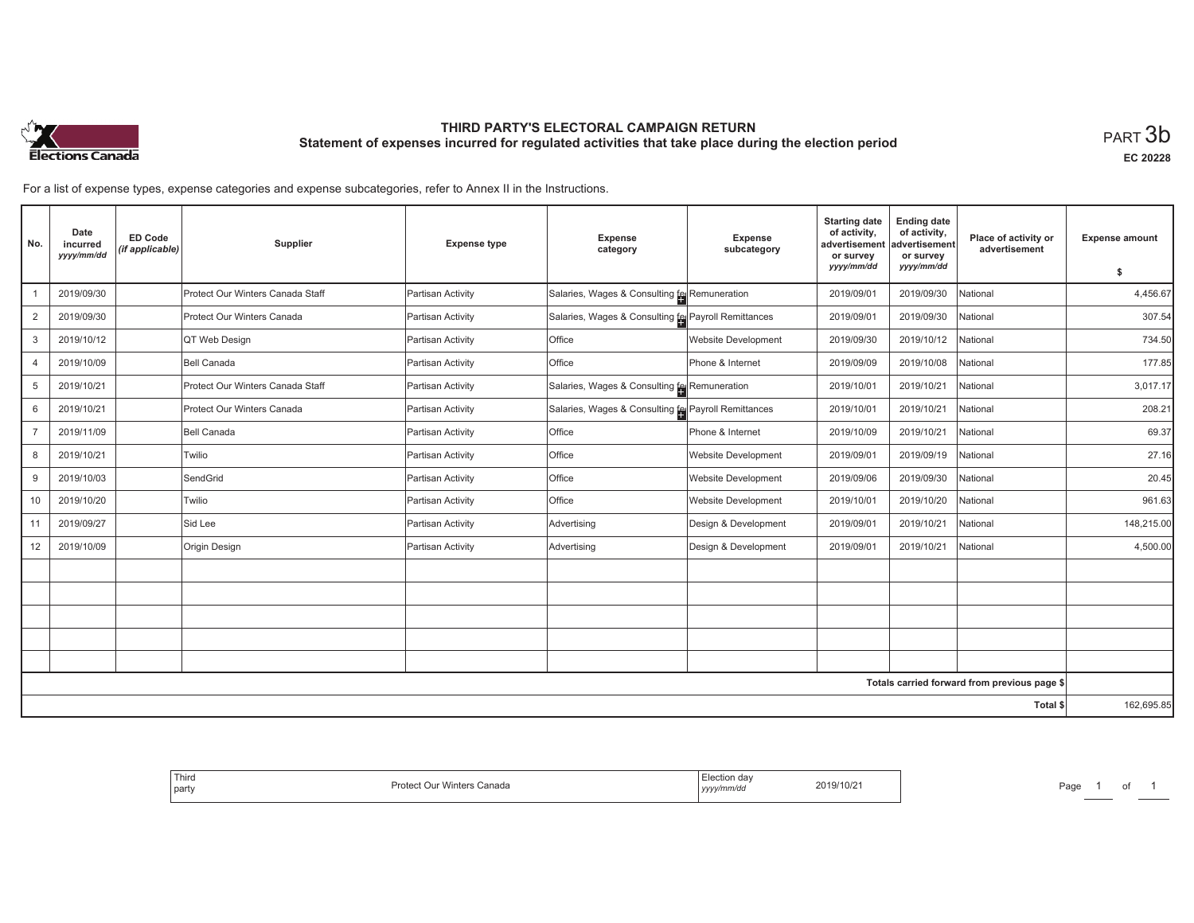# THIRD PARTY'S ELECTORAL CAMPAIGN RETURN

## Statement of expenses incurred for regulated activities that take place during the election period

PART 3b

EC 20228

For a list of expense types, expense categories and expense subcategories, refer to Annex II in the Instructions.

| No. | Date incurred *yyyy/mm/dd* | ED Code *(if applicable)* | Supplier | Expense type | Expense category | Expense subcategory | Starting date of activity, advertisement or survey *yyyy/mm/dd* | Ending date of activity, advertisement or survey *yyyy/mm/dd* | Place of activity or advertisement | Expense amount $ |
|---|---|---|---|---|---|---|---|---|---|---|
| 1 | 2019/09/30 | | Protect Our Winters Canada Staff | Partisan Activity | Salaries, Wages & Consulting fe | Remuneration | 2019/09/01 | 2019/09/30 | National | 4,456.67 |
| 2 | 2019/09/30 | | Protect Our Winters Canada | Partisan Activity | Salaries, Wages & Consulting fe | Payroll Remittances | 2019/09/01 | 2019/09/30 | National | 307.54 |
| 3 | 2019/10/12 | | QT Web Design | Partisan Activity | Office | Website Development | 2019/09/30 | 2019/10/12 | National | 734.50 |
| 4 | 2019/10/09 | | Bell Canada | Partisan Activity | Office | Phone & Internet | 2019/09/09 | 2019/10/08 | National | 177.85 |
| 5 | 2019/10/21 | | Protect Our Winters Canada Staff | Partisan Activity | Salaries, Wages & Consulting fe | Remuneration | 2019/10/01 | 2019/10/21 | National | 3,017.17 |
| 6 | 2019/10/21 | | Protect Our Winters Canada | Partisan Activity | Salaries, Wages & Consulting fe | Payroll Remittances | 2019/10/01 | 2019/10/21 | National | 208.21 |
| 7 | 2019/11/09 | | Bell Canada | Partisan Activity | Office | Phone & Internet | 2019/10/09 | 2019/10/21 | National | 69.37 |
| 8 | 2019/10/21 | | Twilio | Partisan Activity | Office | Website Development | 2019/09/01 | 2019/09/19 | National | 27.16 |
| 9 | 2019/10/03 | | SendGrid | Partisan Activity | Office | Website Development | 2019/09/06 | 2019/09/30 | National | 20.45 |
| 10 | 2019/10/20 | | Twilio | Partisan Activity | Office | Website Development | 2019/10/01 | 2019/10/20 | National | 961.63 |
| 11 | 2019/09/27 | | Sid Lee | Partisan Activity | Advertising | Design & Development | 2019/09/01 | 2019/10/21 | National | 148,215.00 |
| 12 | 2019/10/09 | | Origin Design | Partisan Activity | Advertising | Design & Development | 2019/09/01 | 2019/10/21 | National | 4,500.00 |
| | | | | | | | | | | |
| | | | | | | | | | | |
| | | | | | | | | | | |
| | | | | | | | | | | |
| | | | | | | | | | | |
| | | | | | | | | | Totals carried forward from previous page $ | |
| | | | | | | | | | Total $ | 162,695.85 |

| Third party | Protect Our Winters Canada | Election day *yyyy/mm/dd* | 2019/10/21 |
|---|---|---|---|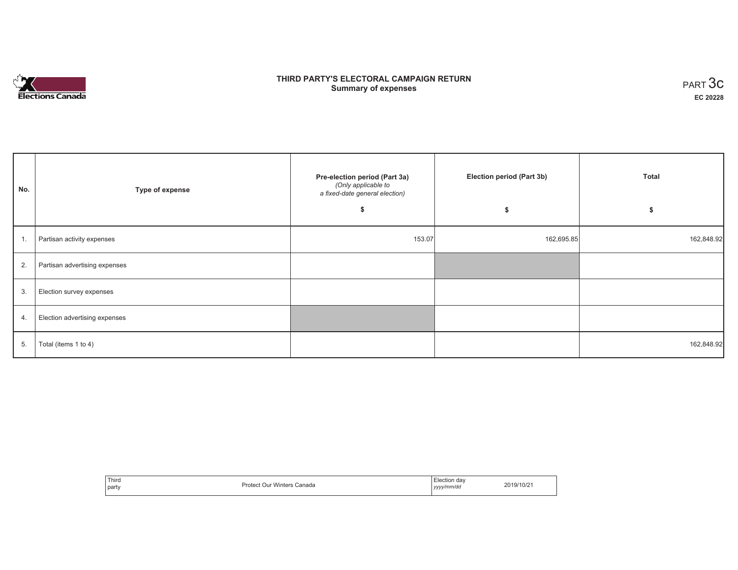Elections Canada

# THIRD PARTY'S ELECTORAL CAMPAIGN RETURN
## Summary of expenses

PART 3c
EC 20228

| No. | Type of expense | Pre-election period (Part 3a) *(Only applicable to a fixed-date general election)* $ | Election period (Part 3b) $ | Total $ |
|---|---|---|---|---|
| 1. | Partisan activity expenses | 153.07 | 162,695.85 | 162,848.92 |
| 2. | Partisan advertising expenses | | | |
| 3. | Election survey expenses | | | |
| 4. | Election advertising expenses | | | |
| 5. | Total (items 1 to 4) | | | 162,848.92 |

| Third party | Protect Our Winters Canada | Election day *yyyy/mm/dd* | 2019/10/21 |
|---|---|---|---|